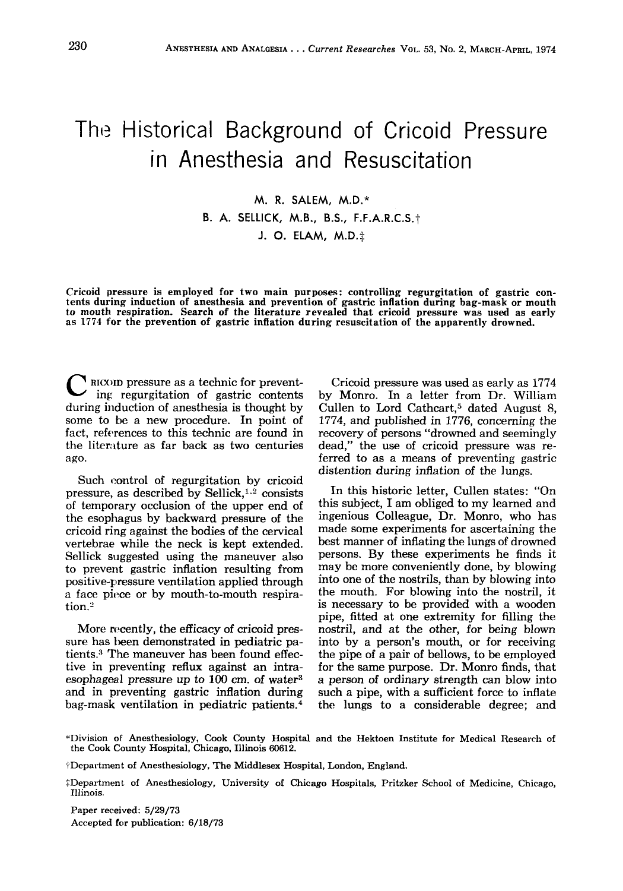# The Historical Background of Cricoid Pressure in Anesthesia and Resuscitation

M. R. SALEM, M.D.*

B. A. SELLICK, M.B., B.S., F.F.A.R.C.S.†

J. O. ELAM, M.D.‡

**Cricoid pressure is employed for two main purposes: controlling regurgitation of gastric contents during induction of anesthesia and prevention of gastric inflation during bag-mask or mouth to mouth respiration. Search of the literature revealed that cricoid pressure was used as early as 1774 for the prevention of gastric inflation during resuscitation of the apparently drowned.**

Cricoid pressure as a technic for preventing regurgitation of gastric contents during induction of anesthesia is thought by some to be a new procedure. In point of fact, references to this technic are found in the literature as far back as two centuries ago.

Such control of regurgitation by cricoid pressure, as described by Sellick,[1,2] consists of temporary occlusion of the upper end of the esophagus by backward pressure of the cricoid ring against the bodies of the cervical vertebrae while the neck is kept extended. Sellick suggested using the maneuver also to prevent gastric inflation resulting from positive-pressure ventilation applied through a face piece or by mouth-to-mouth respiration.[2]

More recently, the efficacy of cricoid pressure has been demonstrated in pediatric patients.[3] The maneuver has been found effective in preventing reflux against an intraesophageal pressure up to 100 cm. of water[3] and in preventing gastric inflation during bag-mask ventilation in pediatric patients.[4]

Cricoid pressure was used as early as 1774 by Monro. In a letter from Dr. William Cullen to Lord Cathcart,[5] dated August 8, 1774, and published in 1776, concerning the recovery of persons "drowned and seemingly dead," the use of cricoid pressure was referred to as a means of preventing gastric distention during inflation of the lungs.

In this historic letter, Cullen states: "On this subject, I am obliged to my learned and ingenious Colleague, Dr. Monro, who has made some experiments for ascertaining the best manner of inflating the lungs of drowned persons. By these experiments he finds it may be more conveniently done, by blowing into one of the nostrils, than by blowing into the mouth. For blowing into the nostril, it is necessary to be provided with a wooden pipe, fitted at one extremity for filling the nostril, and at the other, for being blown into by a person's mouth, or for receiving the pipe of a pair of bellows, to be employed for the same purpose. Dr. Monro finds, that a person of ordinary strength can blow into such a pipe, with a sufficient force to inflate the lungs to a considerable degree; and

*Division of Anesthesiology, Cook County Hospital and the Hektoen Institute for Medical Research of the Cook County Hospital, Chicago, Illinois 60612.

†Department of Anesthesiology, The Middlesex Hospital, London, England.

‡Department of Anesthesiology, University of Chicago Hospitals, Pritzker School of Medicine, Chicago, Illinois.

Paper received: 5/29/73
Accepted for publication: 6/18/73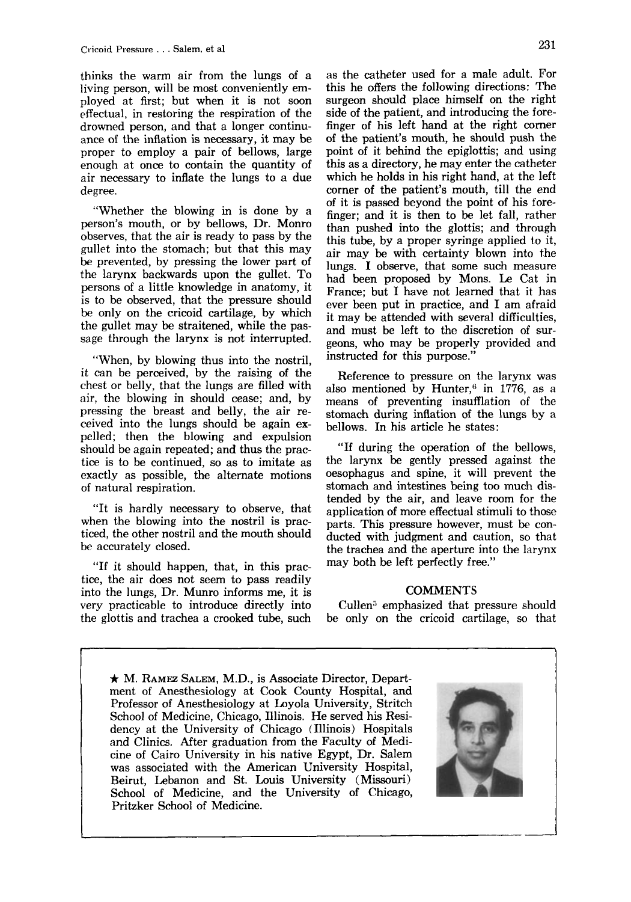thinks the warm air from the lungs of a living person, will be most conveniently employed at first; but when it is not soon effectual, in restoring the respiration of the drowned person, and that a longer continuance of the inflation is necessary, it may be proper to employ a pair of bellows, large enough at once to contain the quantity of air necessary to inflate the lungs to a due degree.

"Whether the blowing in is done by a person's mouth, or by bellows, Dr. Monro observes, that the air is ready to pass by the gullet into the stomach; but that this may be prevented, by pressing the lower part of the larynx backwards upon the gullet. To persons of a little knowledge in anatomy, it is to be observed, that the pressure should be only on the cricoid cartilage, by which the gullet may be straitened, while the passage through the larynx is not interrupted.

"When, by blowing thus into the nostril, it can be perceived, by the raising of the chest or belly, that the lungs are filled with air, the blowing in should cease; and, by pressing the breast and belly, the air received into the lungs should be again expelled; then the blowing and expulsion should be again repeated; and thus the practice is to be continued, so as to imitate as exactly as possible, the alternate motions of natural respiration.

"It is hardly necessary to observe, that when the blowing into the nostril is practiced, the other nostril and the mouth should be accurately closed.

"If it should happen, that, in this practice, the air does not seem to pass readily into the lungs, Dr. Munro informs me, it is very practicable to introduce directly into the glottis and trachea a crooked tube, such as the catheter used for a male adult. For this he offers the following directions: The surgeon should place himself on the right side of the patient, and introducing the forefinger of his left hand at the right corner of the patient's mouth, he should push the point of it behind the epiglottis; and using this as a directory, he may enter the catheter which he holds in his right hand, at the left corner of the patient's mouth, till the end of it is passed beyond the point of his forefinger; and it is then to be let fall, rather than pushed into the glottis; and through this tube, by a proper syringe applied to it, air may be with certainty blown into the lungs. I observe, that some such measure had been proposed by Mons. Le Cat in France; but I have not learned that it has ever been put in practice, and I am afraid it may be attended with several difficulties, and must be left to the discretion of surgeons, who may be properly provided and instructed for this purpose."

Reference to pressure on the larynx was also mentioned by Hunter,[6] in 1776, as a means of preventing insufflation of the stomach during inflation of the lungs by a bellows. In his article he states:

"If during the operation of the bellows, the larynx be gently pressed against the oesophagus and spine, it will prevent the stomach and intestines being too much distended by the air, and leave room for the application of more effectual stimuli to those parts. This pressure however, must be conducted with judgment and caution, so that the trachea and the aperture into the larynx may both be left perfectly free."

## COMMENTS

Cullen[5] emphasized that pressure should be only on the cricoid cartilage, so that

★ M. RAMEZ SALEM, M.D., is Associate Director, Department of Anesthesiology at Cook County Hospital, and Professor of Anesthesiology at Loyola University, Stritch School of Medicine, Chicago, Illinois. He served his Residency at the University of Chicago (Illinois) Hospitals and Clinics. After graduation from the Faculty of Medicine of Cairo University in his native Egypt, Dr. Salem was associated with the American University Hospital, Beirut, Lebanon and St. Louis University (Missouri) School of Medicine, and the University of Chicago, Pritzker School of Medicine.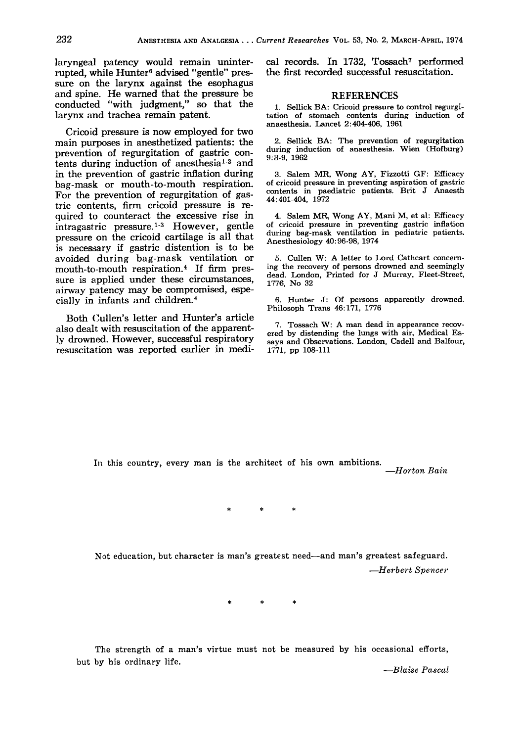laryngeal patency would remain uninterrupted, while Hunter[6] advised "gentle" pressure on the larynx against the esophagus and spine. He warned that the pressure be conducted "with judgment," so that the larynx and trachea remain patent.

Cricoid pressure is now employed for two main purposes in anesthetized patients: the prevention of regurgitation of gastric contents during induction of anesthesia[1-3] and in the prevention of gastric inflation during bag-mask or mouth-to-mouth respiration. For the prevention of regurgitation of gastric contents, firm cricoid pressure is required to counteract the excessive rise in intragastric pressure.[1-3] However, gentle pressure on the cricoid cartilage is all that is necessary if gastric distention is to be avoided during bag-mask ventilation or mouth-to-mouth respiration.[4] If firm pressure is applied under these circumstances, airway patency may be compromised, especially in infants and children.[4]

Both Cullen's letter and Hunter's article also dealt with resuscitation of the apparently drowned. However, successful respiratory resuscitation was reported earlier in medical records. In 1732, Tossach[7] performed the first recorded successful resuscitation.

## REFERENCES

1. Sellick BA: Cricoid pressure to control regurgitation of stomach contents during induction of anaesthesia. Lancet 2:404-406, 1961

2. Sellick BA: The prevention of regurgitation during induction of anaesthesia. Wien (Hofburg) 9:3-9, 1962

3. Salem MR, Wong AY, Fizzotti GF: Efficacy of cricoid pressure in preventing aspiration of gastric contents in paediatric patients. Brit J Anaesth 44:401-404, 1972

4. Salem MR, Wong AY, Mani M, et al: Efficacy of cricoid pressure in preventing gastric inflation during bag-mask ventilation in pediatric patients. Anesthesiology 40:96-98, 1974

5. Cullen W: A letter to Lord Cathcart concerning the recovery of persons drowned and seemingly dead. London, Printed for J Murray, Fleet-Street, 1776, No 32

6. Hunter J: Of persons apparently drowned. Philosoph Trans 46:171, 1776

7. Tossach W: A man dead in appearance recovered by distending the lungs with air, Medical Essays and Observations. London, Cadell and Balfour, 1771, pp 108-111

In this country, every man is the architect of his own ambitions.

—*Horton Bain*

\* \* \*

Not education, but character is man's greatest need—and man's greatest safeguard.

—*Herbert Spencer*

\* \* \*

The strength of a man's virtue must not be measured by his occasional efforts, but by his ordinary life.

—*Blaise Pascal*